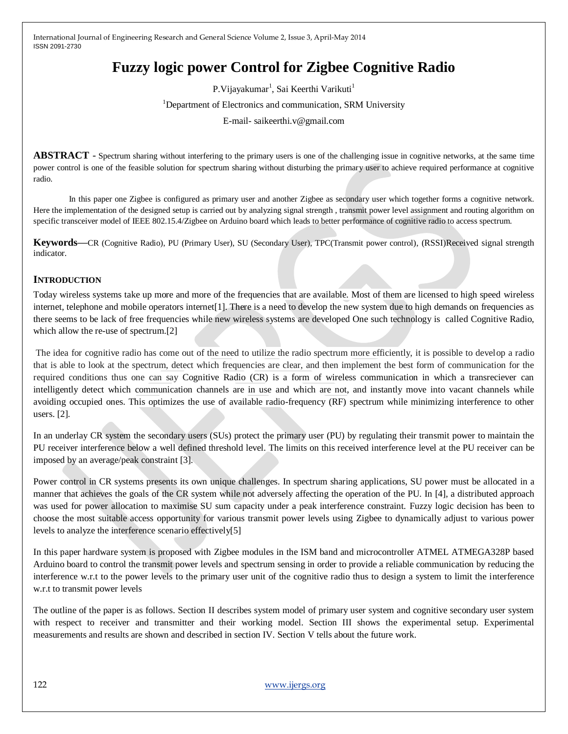# Fuzzy logic power Control for Zigbee Cognitive Radio

P.Vijayakumar[1], Sai Keerthi Varikuti[1]

[1]Department of Electronics and communication, SRM University

E-mail- saikeerthi.v@gmail.com

**ABSTRACT** - Spectrum sharing without interfering to the primary users is one of the challenging issue in cognitive networks, at the same time power control is one of the feasible solution for spectrum sharing without disturbing the primary user to achieve required performance at cognitive radio.

In this paper one Zigbee is configured as primary user and another Zigbee as secondary user which together forms a cognitive network. Here the implementation of the designed setup is carried out by analyzing signal strength , transmit power level assignment and routing algorithm on specific transceiver model of IEEE 802.15.4/Zigbee on Arduino board which leads to better performance of cognitive radio to access spectrum.

**Keywords—**CR (Cognitive Radio), PU (Primary User), SU (Secondary User), TPC(Transmit power control), (RSSI)Received signal strength indicator.

## INTRODUCTION

Today wireless systems take up more and more of the frequencies that are available. Most of them are licensed to high speed wireless internet, telephone and mobile operators internet[1]. There is a need to develop the new system due to high demands on frequencies as there seems to be lack of free frequencies while new wireless systems are developed One such technology is called Cognitive Radio, which allow the re-use of spectrum.[2]

The idea for cognitive radio has come out of the need to utilize the radio spectrum more efficiently, it is possible to develop a radio that is able to look at the spectrum, detect which frequencies are clear, and then implement the best form of communication for the required conditions thus one can say Cognitive Radio (CR) is a form of wireless communication in which a transreciever can intelligently detect which communication channels are in use and which are not, and instantly move into vacant channels while avoiding occupied ones. This optimizes the use of available radio-frequency (RF) spectrum while minimizing interference to other users. [2].

In an underlay CR system the secondary users (SUs) protect the primary user (PU) by regulating their transmit power to maintain the PU receiver interference below a well defined threshold level. The limits on this received interference level at the PU receiver can be imposed by an average/peak constraint [3].

Power control in CR systems presents its own unique challenges. In spectrum sharing applications, SU power must be allocated in a manner that achieves the goals of the CR system while not adversely affecting the operation of the PU. In [4], a distributed approach was used for power allocation to maximise SU sum capacity under a peak interference constraint. Fuzzy logic decision has been to choose the most suitable access opportunity for various transmit power levels using Zigbee to dynamically adjust to various power levels to analyze the interference scenario effectively[5]

In this paper hardware system is proposed with Zigbee modules in the ISM band and microcontroller ATMEL ATMEGA328P based Arduino board to control the transmit power levels and spectrum sensing in order to provide a reliable communication by reducing the interference w.r.t to the power levels to the primary user unit of the cognitive radio thus to design a system to limit the interference w.r.t to transmit power levels

The outline of the paper is as follows. Section II describes system model of primary user system and cognitive secondary user system with respect to receiver and transmitter and their working model. Section III shows the experimental setup. Experimental measurements and results are shown and described in section IV. Section V tells about the future work.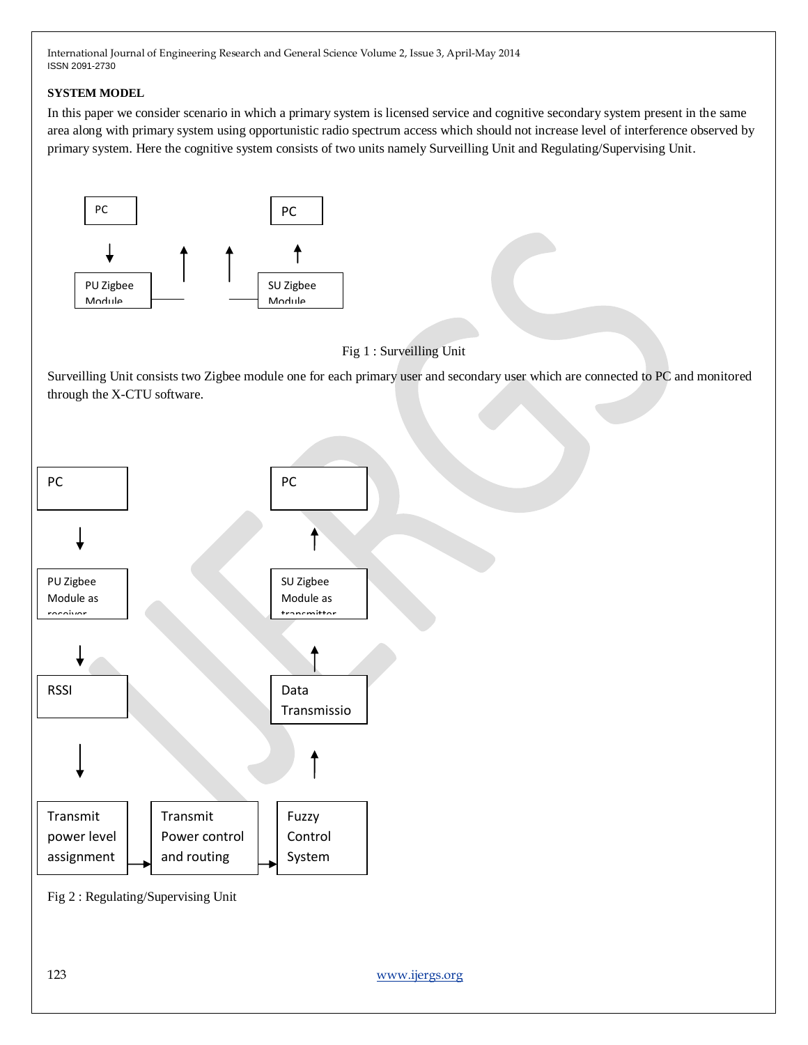**SYSTEM MODEL**

In this paper we consider scenario in which a primary system is licensed service and cognitive secondary system present in the same area along with primary system using opportunistic radio spectrum access which should not increase level of interference observed by primary system. Here the cognitive system consists of two units namely Surveilling Unit and Regulating/Supervising Unit.

Fig 1 : Surveilling Unit

Surveilling Unit consists two Zigbee module one for each primary user and secondary user which are connected to PC and monitored through the X-CTU software.

Fig 2 : Regulating/Supervising Unit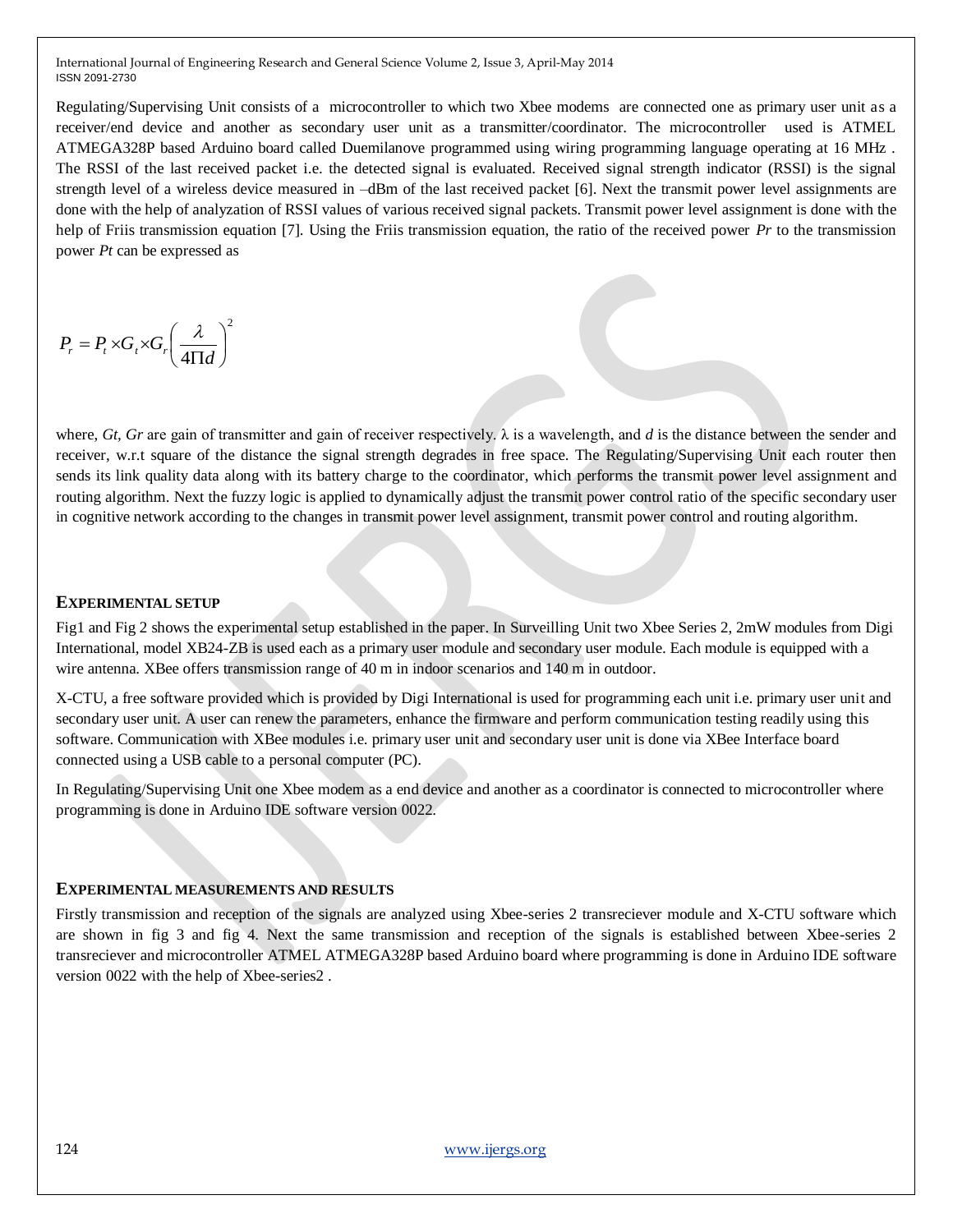Regulating/Supervising Unit consists of a microcontroller to which two Xbee modems are connected one as primary user unit as a receiver/end device and another as secondary user unit as a transmitter/coordinator. The microcontroller used is ATMEL ATMEGA328P based Arduino board called Duemilanove programmed using wiring programming language operating at 16 MHz . The RSSI of the last received packet i.e. the detected signal is evaluated. Received signal strength indicator (RSSI) is the signal strength level of a wireless device measured in –dBm of the last received packet [6]. Next the transmit power level assignments are done with the help of analyzation of RSSI values of various received signal packets. Transmit power level assignment is done with the help of Friis transmission equation [7]. Using the Friis transmission equation, the ratio of the received power *Pr* to the transmission power *Pt* can be expressed as

$$P_r = P_t \times G_t \times G_r \left( \frac{\lambda}{4\Pi d} \right)^2$$

where, *Gt*, *Gr* are gain of transmitter and gain of receiver respectively. $\lambda$ is a wavelength, and *d* is the distance between the sender and receiver, w.r.t square of the distance the signal strength degrades in free space. The Regulating/Supervising Unit each router then sends its link quality data along with its battery charge to the coordinator, which performs the transmit power level assignment and routing algorithm. Next the fuzzy logic is applied to dynamically adjust the transmit power control ratio of the specific secondary user in cognitive network according to the changes in transmit power level assignment, transmit power control and routing algorithm.

## EXPERIMENTAL SETUP

Fig1 and Fig 2 shows the experimental setup established in the paper. In Surveilling Unit two Xbee Series 2, 2mW modules from Digi International, model XB24-ZB is used each as a primary user module and secondary user module. Each module is equipped with a wire antenna. XBee offers transmission range of 40 m in indoor scenarios and 140 m in outdoor.

X-CTU, a free software provided which is provided by Digi International is used for programming each unit i.e. primary user unit and secondary user unit. A user can renew the parameters, enhance the firmware and perform communication testing readily using this software. Communication with XBee modules i.e. primary user unit and secondary user unit is done via XBee Interface board connected using a USB cable to a personal computer (PC).

In Regulating/Supervising Unit one Xbee modem as a end device and another as a coordinator is connected to microcontroller where programming is done in Arduino IDE software version 0022.

## EXPERIMENTAL MEASUREMENTS AND RESULTS

Firstly transmission and reception of the signals are analyzed using Xbee-series 2 transreciever module and X-CTU software which are shown in fig 3 and fig 4. Next the same transmission and reception of the signals is established between Xbee-series 2 transreciever and microcontroller ATMEL ATMEGA328P based Arduino board where programming is done in Arduino IDE software version 0022 with the help of Xbee-series2 .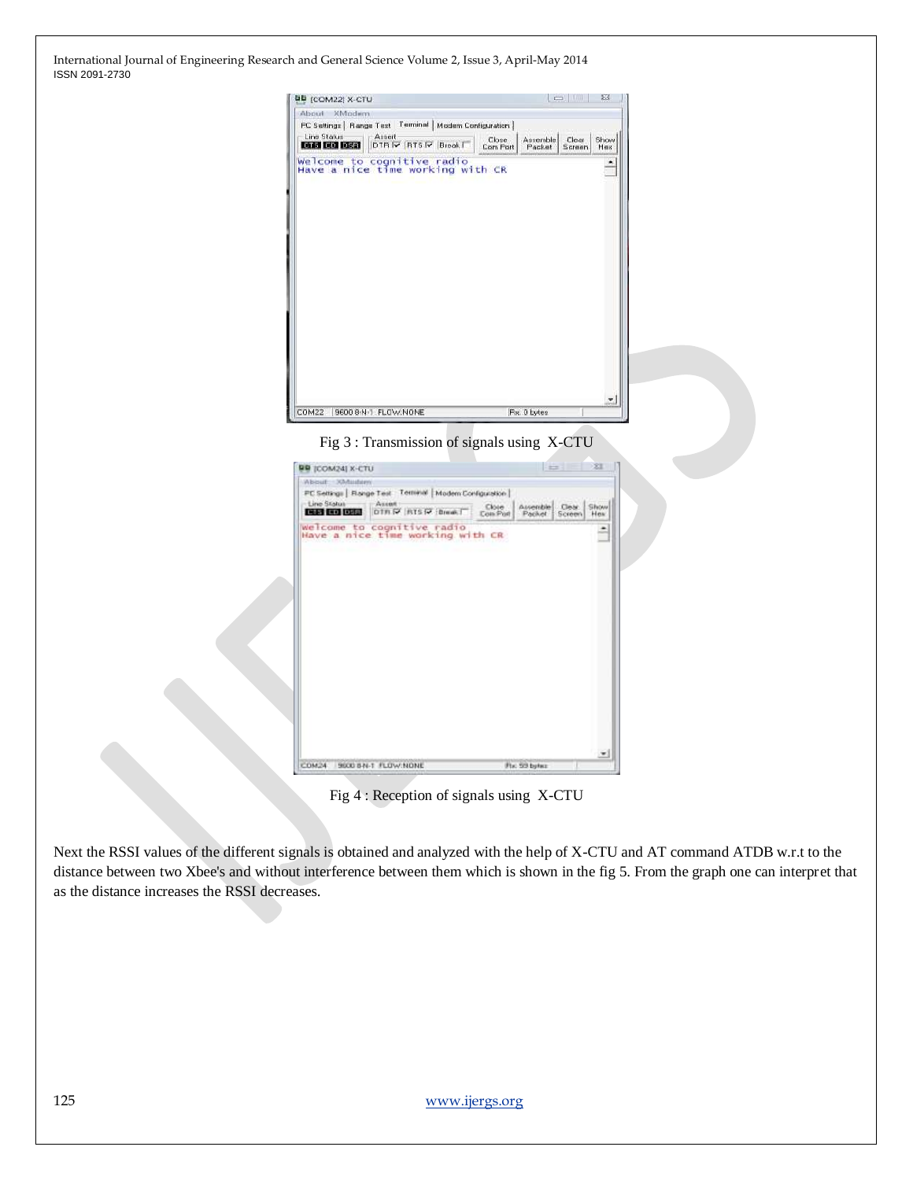Fig 3 : Transmission of signals using X-CTU

Fig 4 : Reception of signals using X-CTU

Next the RSSI values of the different signals is obtained and analyzed with the help of X-CTU and AT command ATDB w.r.t to the distance between two Xbee's and without interference between them which is shown in the fig 5. From the graph one can interpret that as the distance increases the RSSI decreases.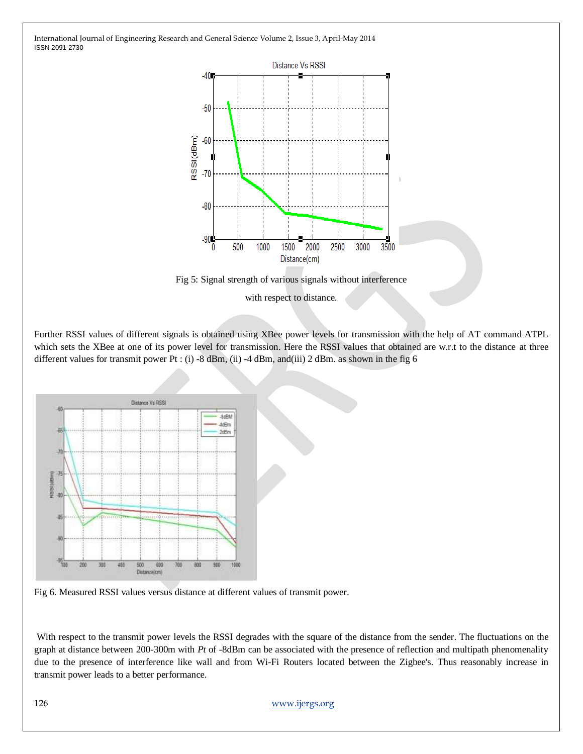Fig 5: Signal strength of various signals without interference with respect to distance.

Further RSSI values of different signals is obtained using XBee power levels for transmission with the help of AT command ATPL which sets the XBee at one of its power level for transmission. Here the RSSI values that obtained are w.r.t to the distance at three different values for transmit power Pt : (i) -8 dBm, (ii) -4 dBm, and(iii) 2 dBm. as shown in the fig 6

Fig 6. Measured RSSI values versus distance at different values of transmit power.

With respect to the transmit power levels the RSSI degrades with the square of the distance from the sender. The fluctuations on the graph at distance between 200-300m with *Pt* of -8dBm can be associated with the presence of reflection and multipath phenomenality due to the presence of interference like wall and from Wi-Fi Routers located between the Zigbee's. Thus reasonably increase in transmit power leads to a better performance.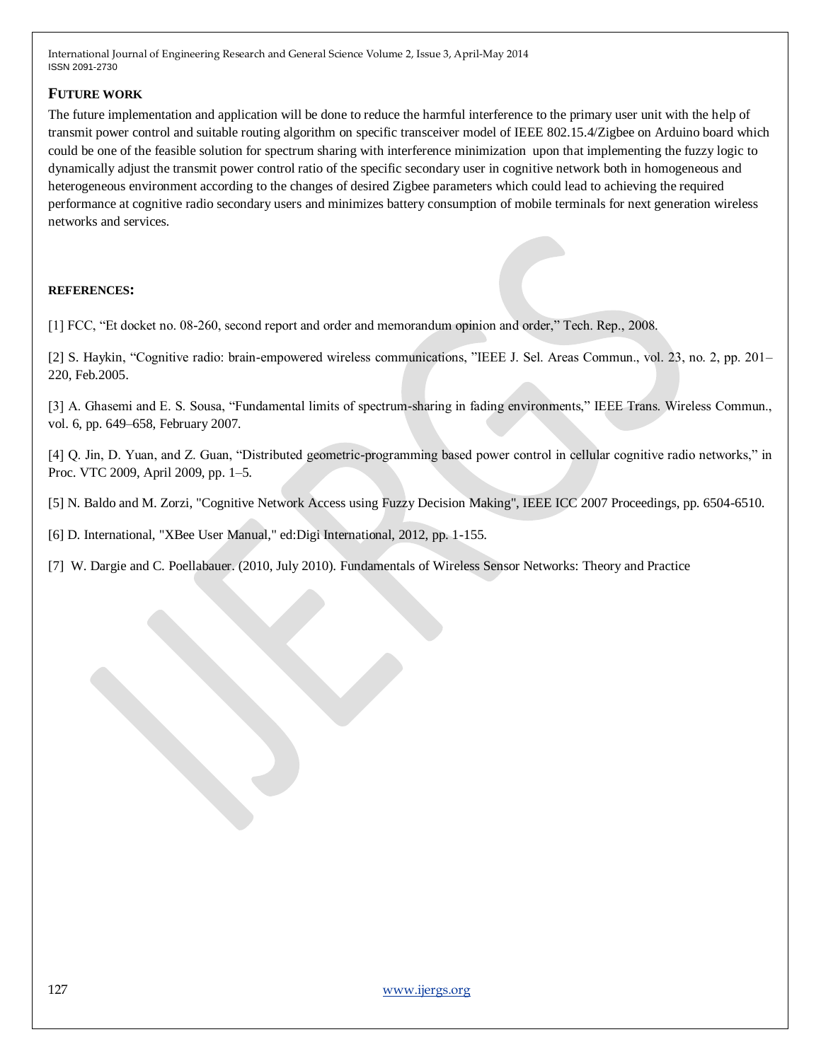## FUTURE WORK

The future implementation and application will be done to reduce the harmful interference to the primary user unit with the help of transmit power control and suitable routing algorithm on specific transceiver model of IEEE 802.15.4/Zigbee on Arduino board which could be one of the feasible solution for spectrum sharing with interference minimization upon that implementing the fuzzy logic to dynamically adjust the transmit power control ratio of the specific secondary user in cognitive network both in homogeneous and heterogeneous environment according to the changes of desired Zigbee parameters which could lead to achieving the required performance at cognitive radio secondary users and minimizes battery consumption of mobile terminals for next generation wireless networks and services.

## REFERENCES:

[1] FCC, "Et docket no. 08-260, second report and order and memorandum opinion and order," Tech. Rep., 2008.

[2] S. Haykin, "Cognitive radio: brain-empowered wireless communications, "IEEE J. Sel. Areas Commun., vol. 23, no. 2, pp. 201–220, Feb.2005.

[3] A. Ghasemi and E. S. Sousa, "Fundamental limits of spectrum-sharing in fading environments," IEEE Trans. Wireless Commun., vol. 6, pp. 649–658, February 2007.

[4] Q. Jin, D. Yuan, and Z. Guan, "Distributed geometric-programming based power control in cellular cognitive radio networks," in Proc. VTC 2009, April 2009, pp. 1–5.

[5] N. Baldo and M. Zorzi, "Cognitive Network Access using Fuzzy Decision Making", IEEE ICC 2007 Proceedings, pp. 6504-6510.

[6] D. International, "XBee User Manual," ed:Digi International, 2012, pp. 1-155.

[7] W. Dargie and C. Poellabauer. (2010, July 2010). Fundamentals of Wireless Sensor Networks: Theory and Practice